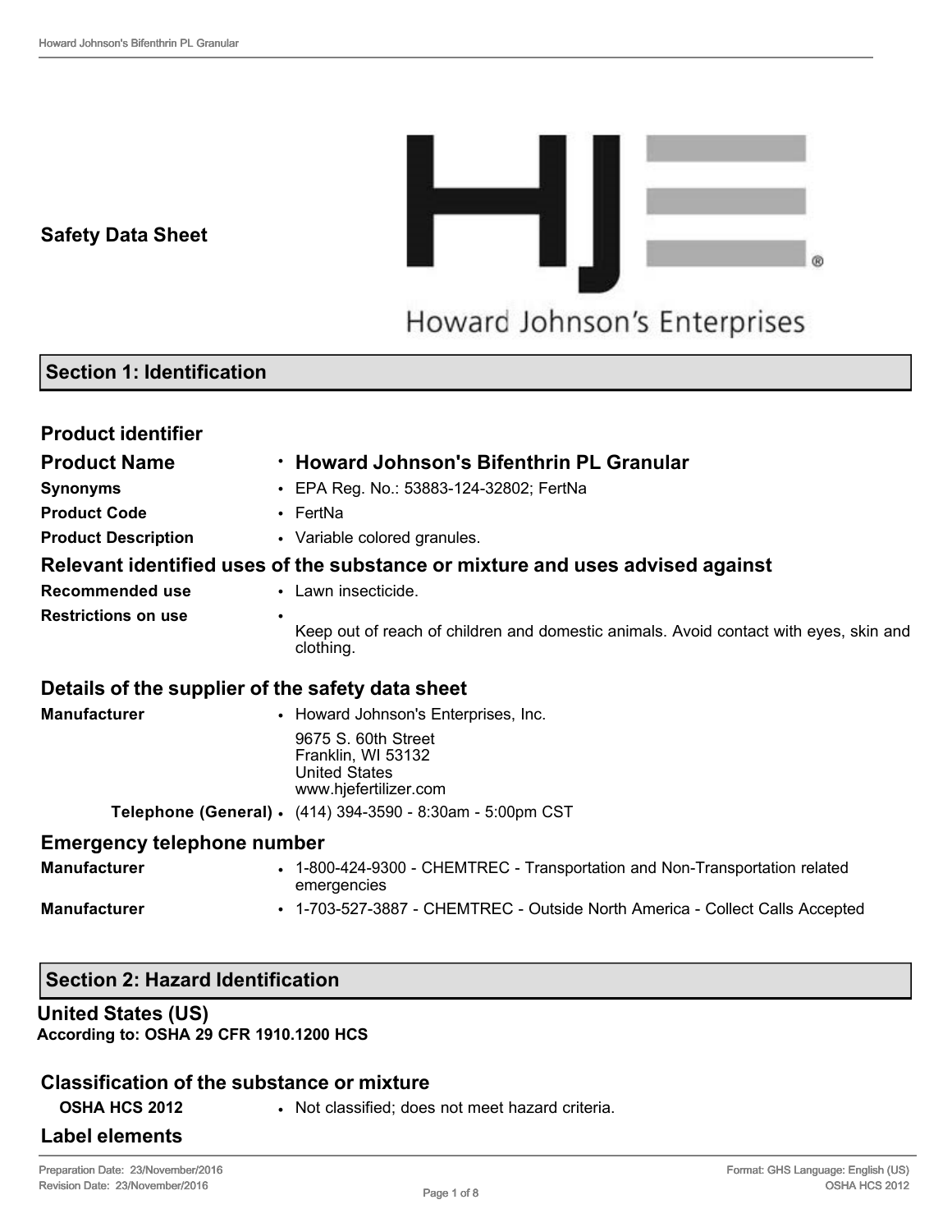# Safety Data Sheet

Howard Johnson's Enterprises

## Section 1: Identification

### Product identifier

**Product Name** • **Howard Johnson's Bifenthrin PL Granular**

**Synonyms** • EPA Reg. No.: 53883-124-32802; FertNa

**Product Code** • FertNa

**Product Description** • Variable colored granules.

### Relevant identified uses of the substance or mixture and uses advised against

**Recommended use** • Lawn insecticide.

**Restrictions on use** • Keep out of reach of children and domestic animals. Avoid contact with eyes, skin and clothing.

### Details of the supplier of the safety data sheet

**Manufacturer** • Howard Johnson's Enterprises, Inc.
9675 S. 60th Street
Franklin, WI 53132
United States
www.hjefertilizer.com

**Telephone (General)** • (414) 394-3590 - 8:30am - 5:00pm CST

### Emergency telephone number

**Manufacturer** • 1-800-424-9300 - CHEMTREC - Transportation and Non-Transportation related emergencies

**Manufacturer** • 1-703-527-3887 - CHEMTREC - Outside North America - Collect Calls Accepted

## Section 2: Hazard Identification

### United States (US)

**According to: OSHA 29 CFR 1910.1200 HCS**

### Classification of the substance or mixture

**OSHA HCS 2012** • Not classified; does not meet hazard criteria.

### Label elements

Preparation Date: 23/November/2016
Revision Date: 23/November/2016

Format: GHS Language: English (US)
OSHA HCS 2012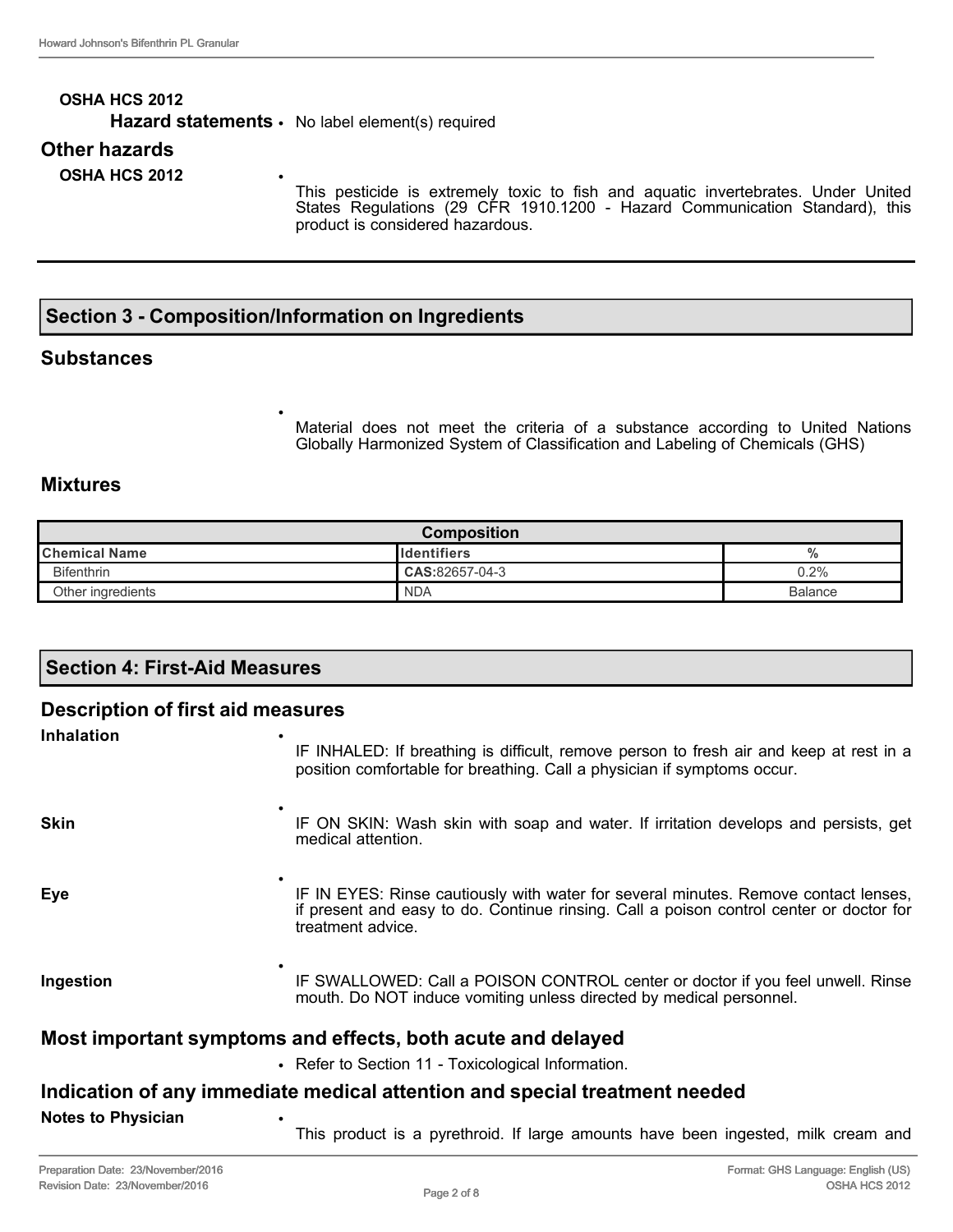**OSHA HCS 2012**

**Hazard statements**
- No label element(s) required

## Other hazards

**OSHA HCS 2012**
- This pesticide is extremely toxic to fish and aquatic invertebrates. Under United States Regulations (29 CFR 1910.1200 - Hazard Communication Standard), this product is considered hazardous.

## Section 3 - Composition/Information on Ingredients

### Substances

- Material does not meet the criteria of a substance according to United Nations Globally Harmonized System of Classification and Labeling of Chemicals (GHS)

### Mixtures

| Composition | | |
|---|---|---|
| **Chemical Name** | **Identifiers** | **%** |
| Bifenthrin | **CAS:**82657-04-3 | 0.2% |
| Other ingredients | NDA | Balance |

## Section 4: First-Aid Measures

### Description of first aid measures

**Inhalation**
- IF INHALED: If breathing is difficult, remove person to fresh air and keep at rest in a position comfortable for breathing. Call a physician if symptoms occur.

**Skin**
- IF ON SKIN: Wash skin with soap and water. If irritation develops and persists, get medical attention.

**Eye**
- IF IN EYES: Rinse cautiously with water for several minutes. Remove contact lenses, if present and easy to do. Continue rinsing. Call a poison control center or doctor for treatment advice.

**Ingestion**
- IF SWALLOWED: Call a POISON CONTROL center or doctor if you feel unwell. Rinse mouth. Do NOT induce vomiting unless directed by medical personnel.

### Most important symptoms and effects, both acute and delayed

- Refer to Section 11 - Toxicological Information.

### Indication of any immediate medical attention and special treatment needed

**Notes to Physician**
- This product is a pyrethroid. If large amounts have been ingested, milk cream and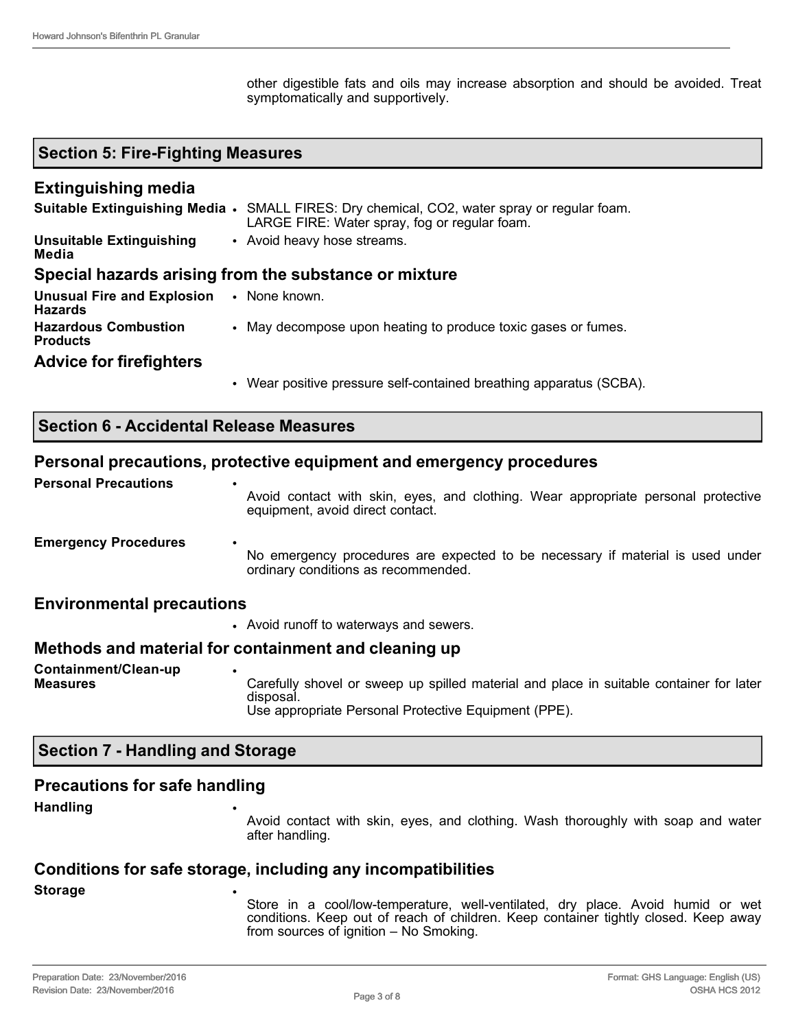other digestible fats and oils may increase absorption and should be avoided. Treat symptomatically and supportively.

## Section 5: Fire-Fighting Measures

### Extinguishing media

**Suitable Extinguishing Media**
- SMALL FIRES: Dry chemical, $CO_2$, water spray or regular foam.
  LARGE FIRE: Water spray, fog or regular foam.

**Unsuitable Extinguishing Media**
- Avoid heavy hose streams.

### Special hazards arising from the substance or mixture

**Unusual Fire and Explosion Hazards**
- None known.

**Hazardous Combustion Products**
- May decompose upon heating to produce toxic gases or fumes.

### Advice for firefighters

- Wear positive pressure self-contained breathing apparatus (SCBA).

## Section 6 - Accidental Release Measures

### Personal precautions, protective equipment and emergency procedures

**Personal Precautions**
- Avoid contact with skin, eyes, and clothing. Wear appropriate personal protective equipment, avoid direct contact.

**Emergency Procedures**
- No emergency procedures are expected to be necessary if material is used under ordinary conditions as recommended.

### Environmental precautions

- Avoid runoff to waterways and sewers.

### Methods and material for containment and cleaning up

**Containment/Clean-up Measures**
- Carefully shovel or sweep up spilled material and place in suitable container for later disposal.
  Use appropriate Personal Protective Equipment (PPE).

## Section 7 - Handling and Storage

### Precautions for safe handling

**Handling**
- Avoid contact with skin, eyes, and clothing. Wash thoroughly with soap and water after handling.

### Conditions for safe storage, including any incompatibilities

**Storage**
- Store in a cool/low-temperature, well-ventilated, dry place. Avoid humid or wet conditions. Keep out of reach of children. Keep container tightly closed. Keep away from sources of ignition – No Smoking.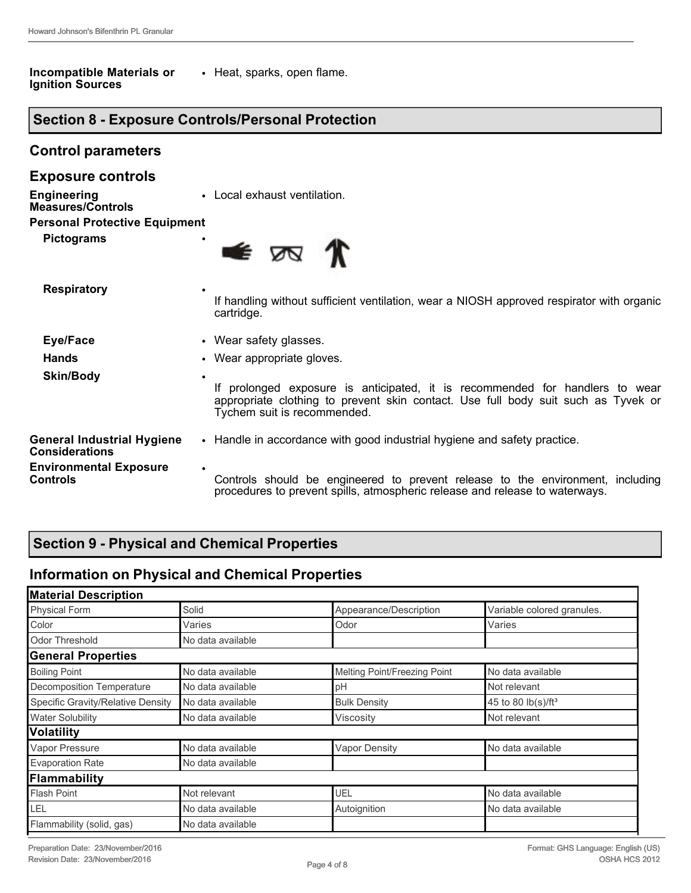**Incompatible Materials or Ignition Sources**
- Heat, sparks, open flame.

## Section 8 - Exposure Controls/Personal Protection

### Control parameters

### Exposure controls

**Engineering Measures/Controls**
- Local exhaust ventilation.

**Personal Protective Equipment**

**Pictograms**
- 

**Respiratory**
- If handling without sufficient ventilation, wear a NIOSH approved respirator with organic cartridge.

**Eye/Face**
- Wear safety glasses.

**Hands**
- Wear appropriate gloves.

**Skin/Body**
- If prolonged exposure is anticipated, it is recommended for handlers to wear appropriate clothing to prevent skin contact. Use full body suit such as Tyvek or Tychem suit is recommended.

**General Industrial Hygiene Considerations**
- Handle in accordance with good industrial hygiene and safety practice.

**Environmental Exposure Controls**
- Controls should be engineered to prevent release to the environment, including procedures to prevent spills, atmospheric release and release to waterways.

## Section 9 - Physical and Chemical Properties

### Information on Physical and Chemical Properties

| **Material Description** | | | |
|---|---|---|---|
| Physical Form | Solid | Appearance/Description | Variable colored granules. |
| Color | Varies | Odor | Varies |
| Odor Threshold | No data available | | |
| **General Properties** | | | |
| Boiling Point | No data available | Melting Point/Freezing Point | No data available |
| Decomposition Temperature | No data available | pH | Not relevant |
| Specific Gravity/Relative Density | No data available | Bulk Density | 45 to 80 lb(s)/ft$^3$ |
| Water Solubility | No data available | Viscosity | Not relevant |
| **Volatility** | | | |
| Vapor Pressure | No data available | Vapor Density | No data available |
| Evaporation Rate | No data available | | |
| **Flammability** | | | |
| Flash Point | Not relevant | UEL | No data available |
| LEL | No data available | Autoignition | No data available |
| Flammability (solid, gas) | No data available | | |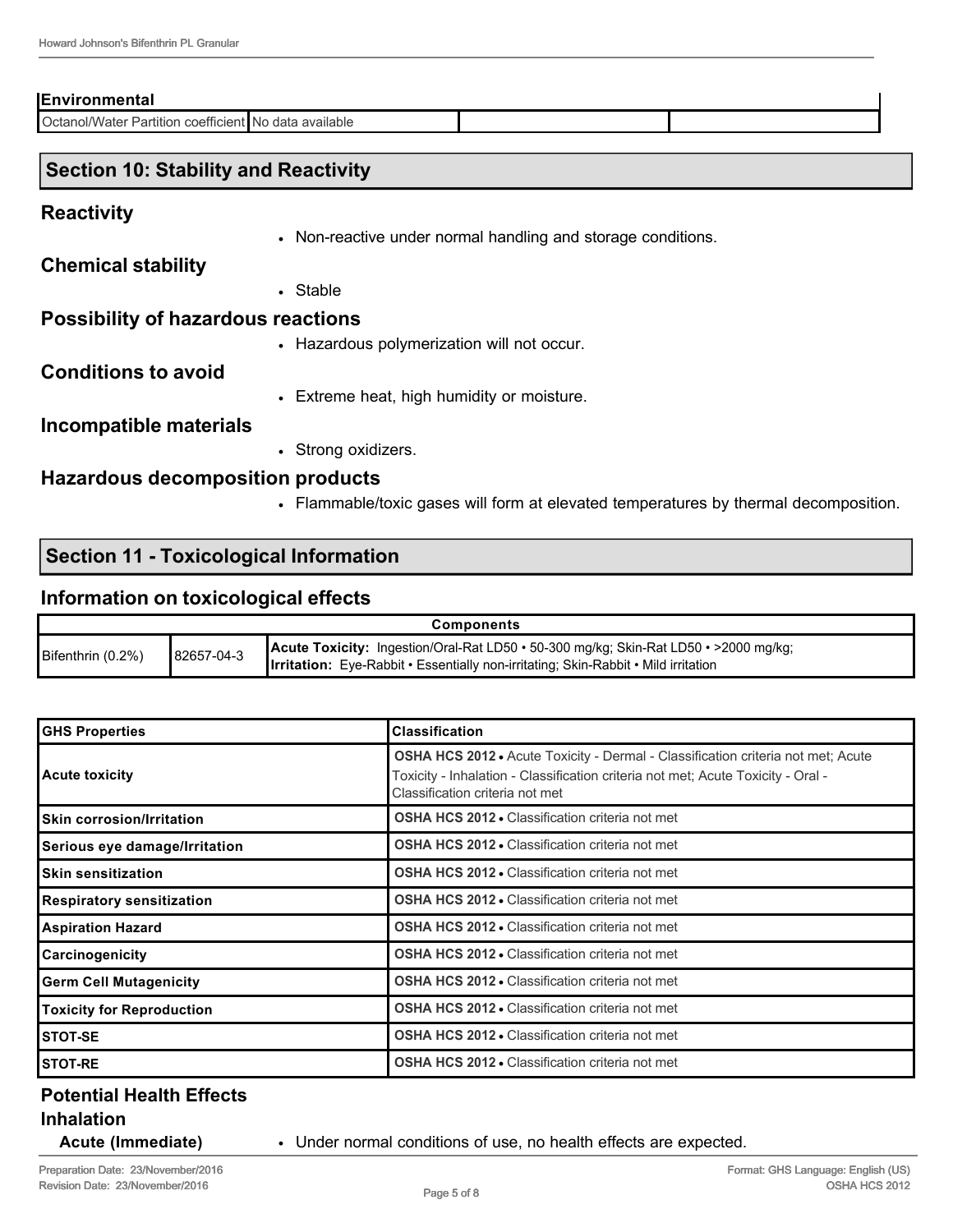| Environmental | | | |
|---|---|---|---|
| Octanol/Water Partition coefficient | No data available | | |

## Section 10: Stability and Reactivity

### Reactivity

- Non-reactive under normal handling and storage conditions.

### Chemical stability

- Stable

### Possibility of hazardous reactions

- Hazardous polymerization will not occur.

### Conditions to avoid

- Extreme heat, high humidity or moisture.

### Incompatible materials

- Strong oxidizers.

### Hazardous decomposition products

- Flammable/toxic gases will form at elevated temperatures by thermal decomposition.

## Section 11 - Toxicological Information

### Information on toxicological effects

| Components | | |
|---|---|---|
| Bifenthrin (0.2%) | 82657-04-3 | **Acute Toxicity:** Ingestion/Oral-Rat LD50 • 50-300 mg/kg; Skin-Rat LD50 • >2000 mg/kg; **Irritation:** Eye-Rabbit • Essentially non-irritating; Skin-Rabbit • Mild irritation |

| GHS Properties | Classification |
|---|---|
| Acute toxicity | **OSHA HCS 2012** • Acute Toxicity - Dermal - Classification criteria not met; Acute Toxicity - Inhalation - Classification criteria not met; Acute Toxicity - Oral - Classification criteria not met |
| Skin corrosion/Irritation | **OSHA HCS 2012** • Classification criteria not met |
| Serious eye damage/Irritation | **OSHA HCS 2012** • Classification criteria not met |
| Skin sensitization | **OSHA HCS 2012** • Classification criteria not met |
| Respiratory sensitization | **OSHA HCS 2012** • Classification criteria not met |
| Aspiration Hazard | **OSHA HCS 2012** • Classification criteria not met |
| Carcinogenicity | **OSHA HCS 2012** • Classification criteria not met |
| Germ Cell Mutagenicity | **OSHA HCS 2012** • Classification criteria not met |
| Toxicity for Reproduction | **OSHA HCS 2012** • Classification criteria not met |
| STOT-SE | **OSHA HCS 2012** • Classification criteria not met |
| STOT-RE | **OSHA HCS 2012** • Classification criteria not met |

### Potential Health Effects

#### Inhalation

**Acute (Immediate)**

- Under normal conditions of use, no health effects are expected.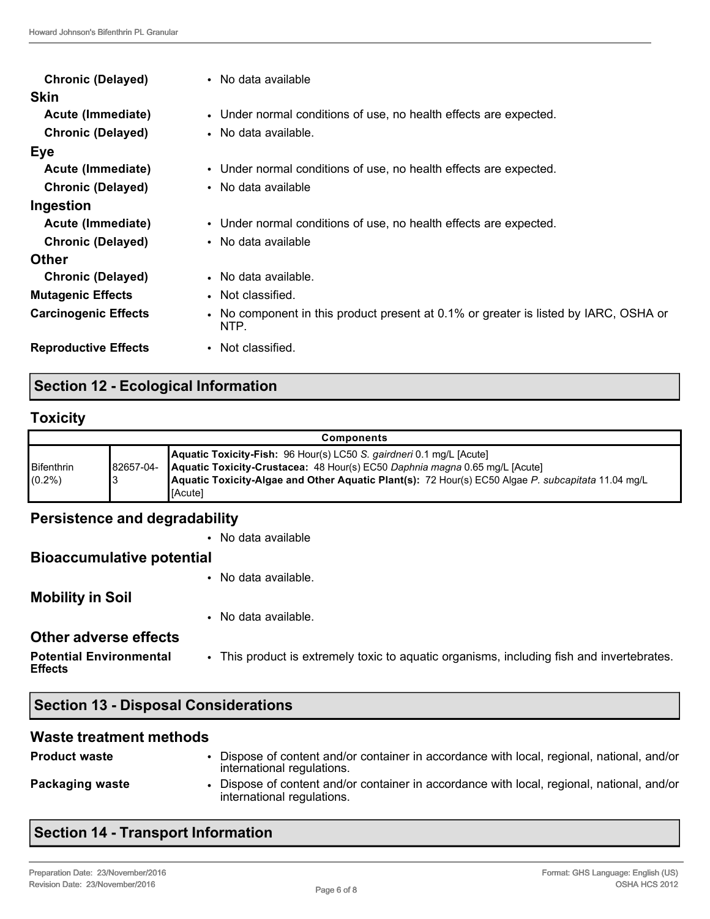**Chronic (Delayed)**
- No data available

**Skin**

**Acute (Immediate)**
- Under normal conditions of use, no health effects are expected.

**Chronic (Delayed)**
- No data available.

**Eye**

**Acute (Immediate)**
- Under normal conditions of use, no health effects are expected.

**Chronic (Delayed)**
- No data available

**Ingestion**

**Acute (Immediate)**
- Under normal conditions of use, no health effects are expected.

**Chronic (Delayed)**
- No data available

**Other**

**Chronic (Delayed)**
- No data available.

**Mutagenic Effects**
- Not classified.

**Carcinogenic Effects**
- No component in this product present at 0.1% or greater is listed by IARC, OSHA or NTP.

**Reproductive Effects**
- Not classified.

## Section 12 - Ecological Information

### Toxicity

| Components | | |
|---|---|---|
| Bifenthrin (0.2%) | 82657-04-3 | **Aquatic Toxicity-Fish:** 96 Hour(s) LC50 *S. gairdneri* 0.1 mg/L [Acute]<br>**Aquatic Toxicity-Crustacea:** 48 Hour(s) EC50 *Daphnia magna* 0.65 mg/L [Acute]<br>**Aquatic Toxicity-Algae and Other Aquatic Plant(s):** 72 Hour(s) EC50 Algae *P. subcapitata* 11.04 mg/L [Acute] |

### Persistence and degradability

- No data available

### Bioaccumulative potential

- No data available.

### Mobility in Soil

- No data available.

### Other adverse effects

**Potential Environmental Effects**
- This product is extremely toxic to aquatic organisms, including fish and invertebrates.

## Section 13 - Disposal Considerations

### Waste treatment methods

**Product waste**
- Dispose of content and/or container in accordance with local, regional, national, and/or international regulations.

**Packaging waste**
- Dispose of content and/or container in accordance with local, regional, national, and/or international regulations.

## Section 14 - Transport Information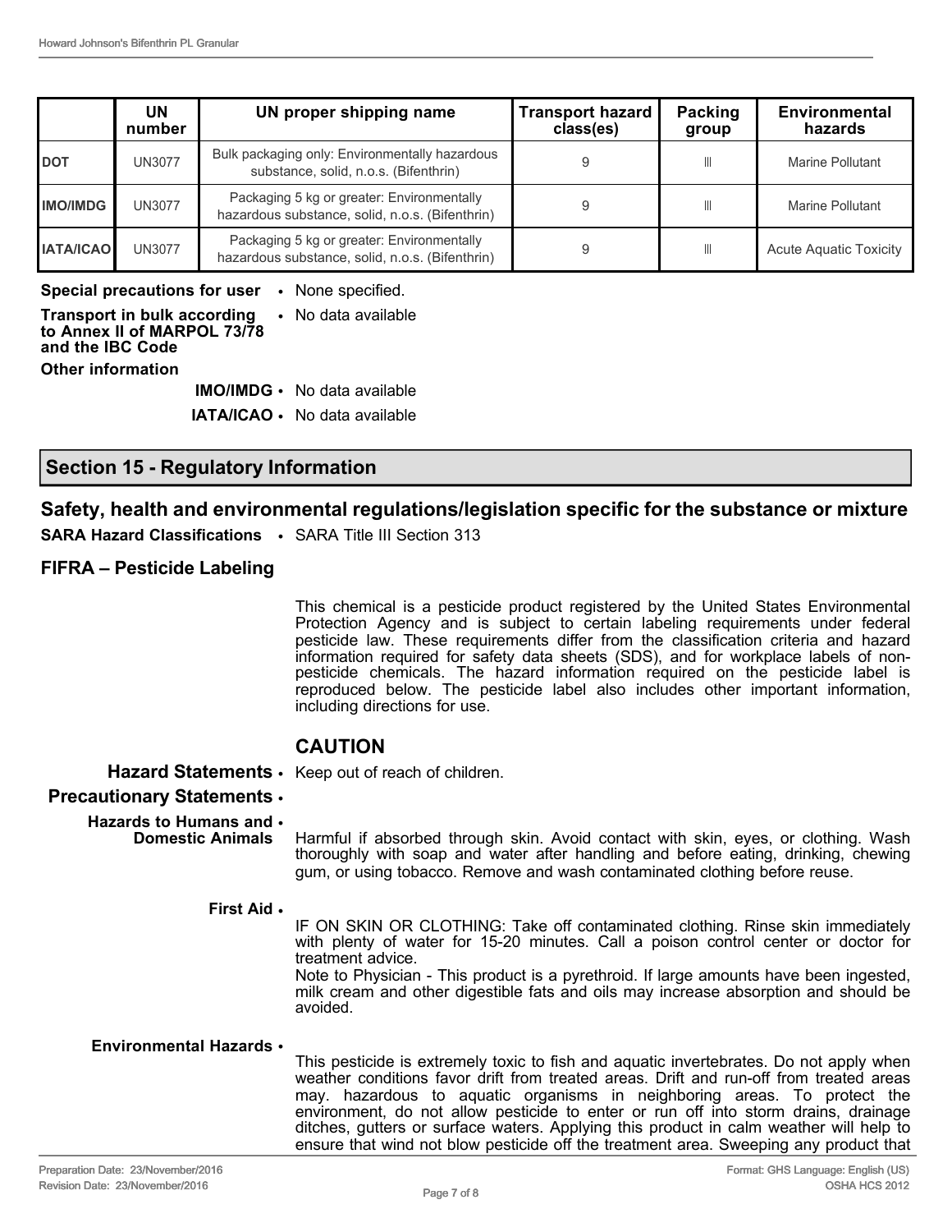| | UN number | UN proper shipping name | Transport hazard class(es) | Packing group | Environmental hazards |
|---|---|---|---|---|---|
| **DOT** | UN3077 | Bulk packaging only: Environmentally hazardous substance, solid, n.o.s. (Bifenthrin) | 9 | III | Marine Pollutant |
| **IMO/IMDG** | UN3077 | Packaging 5 kg or greater: Environmentally hazardous substance, solid, n.o.s. (Bifenthrin) | 9 | III | Marine Pollutant |
| **IATA/ICAO** | UN3077 | Packaging 5 kg or greater: Environmentally hazardous substance, solid, n.o.s. (Bifenthrin) | 9 | III | Acute Aquatic Toxicity |

**Special precautions for user** • None specified.

**Transport in bulk according to Annex II of MARPOL 73/78 and the IBC Code** • No data available

**Other information**

**IMO/IMDG** • No data available

**IATA/ICAO** • No data available

## Section 15 - Regulatory Information

### Safety, health and environmental regulations/legislation specific for the substance or mixture

**SARA Hazard Classifications** • SARA Title III Section 313

### FIFRA – Pesticide Labeling

This chemical is a pesticide product registered by the United States Environmental Protection Agency and is subject to certain labeling requirements under federal pesticide law. These requirements differ from the classification criteria and hazard information required for safety data sheets (SDS), and for workplace labels of non-pesticide chemicals. The hazard information required on the pesticide label is reproduced below. The pesticide label also includes other important information, including directions for use.

### CAUTION

**Hazard Statements** • Keep out of reach of children.

**Precautionary Statements** •

**Hazards to Humans and Domestic Animals** • Harmful if absorbed through skin. Avoid contact with skin, eyes, or clothing. Wash thoroughly with soap and water after handling and before eating, drinking, chewing gum, or using tobacco. Remove and wash contaminated clothing before reuse.

**First Aid** •

IF ON SKIN OR CLOTHING: Take off contaminated clothing. Rinse skin immediately with plenty of water for 15-20 minutes. Call a poison control center or doctor for treatment advice.
Note to Physician - This product is a pyrethroid. If large amounts have been ingested, milk cream and other digestible fats and oils may increase absorption and should be avoided.

**Environmental Hazards** •

This pesticide is extremely toxic to fish and aquatic invertebrates. Do not apply when weather conditions favor drift from treated areas. Drift and run-off from treated areas may. hazardous to aquatic organisms in neighboring areas. To protect the environment, do not allow pesticide to enter or run off into storm drains, drainage ditches, gutters or surface waters. Applying this product in calm weather will help to ensure that wind not blow pesticide off the treatment area. Sweeping any product that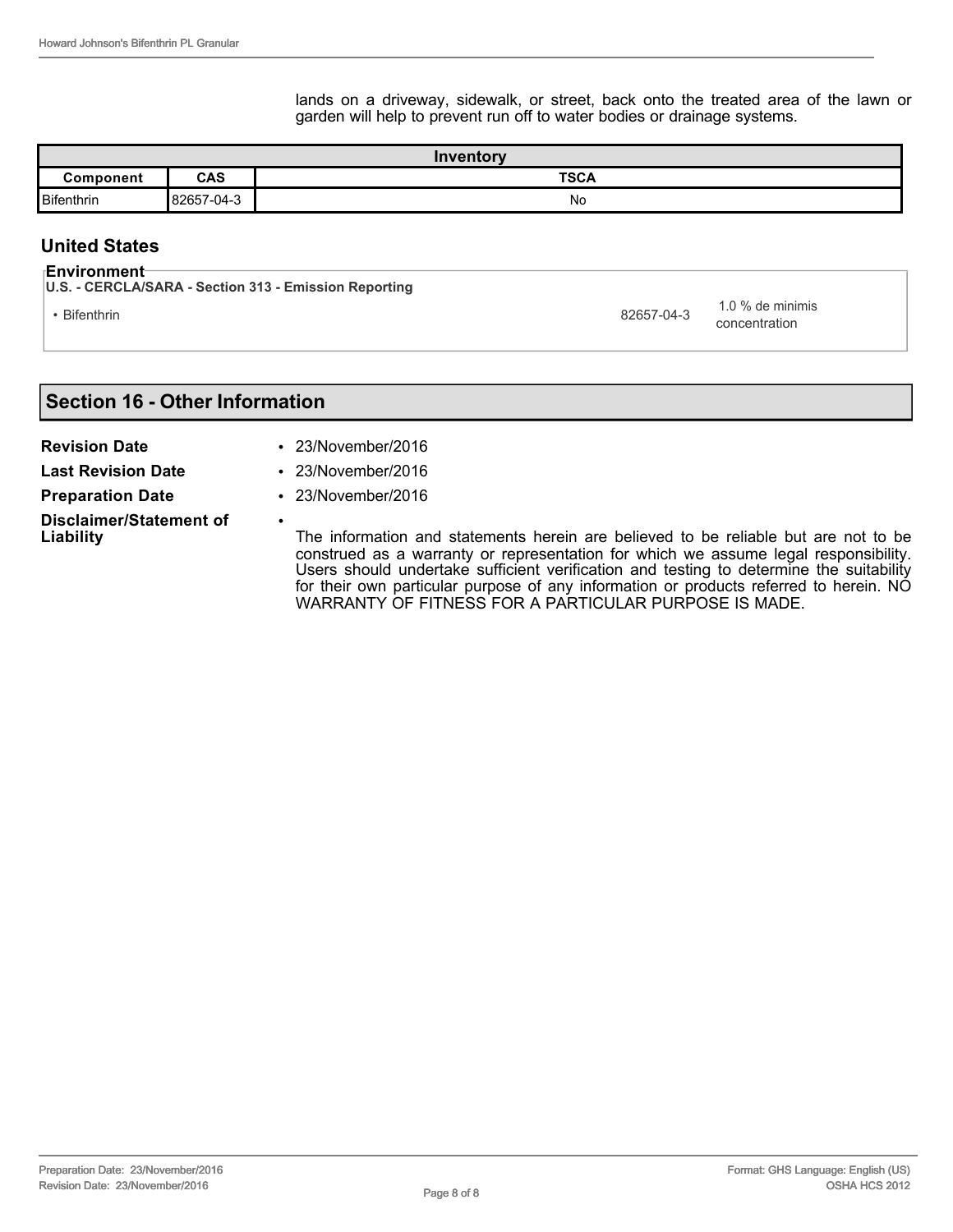lands on a driveway, sidewalk, or street, back onto the treated area of the lawn or garden will help to prevent run off to water bodies or drainage systems.

| Inventory | | |
|---|---|---|
| **Component** | **CAS** | **TSCA** |
| Bifenthrin | 82657-04-3 | No |

## United States

**Environment**

**U.S. - CERCLA/SARA - Section 313 - Emission Reporting**

| | | |
|---|---|---|
| • Bifenthrin | 82657-04-3 | 1.0 % de minimis concentration |

## Section 16 - Other Information

**Revision Date** • 23/November/2016

**Last Revision Date** • 23/November/2016

**Preparation Date** • 23/November/2016

**Disclaimer/Statement of Liability** •

The information and statements herein are believed to be reliable but are not to be construed as a warranty or representation for which we assume legal responsibility. Users should undertake sufficient verification and testing to determine the suitability for their own particular purpose of any information or products referred to herein. NO WARRANTY OF FITNESS FOR A PARTICULAR PURPOSE IS MADE.